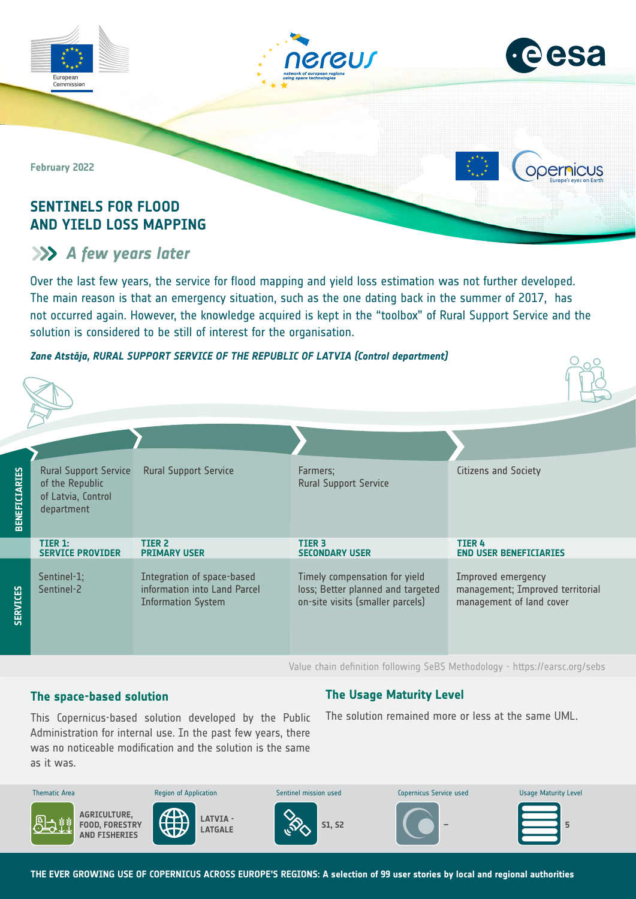February 2022

# SENTINELS FOR FLOOD AND YIELD LOSS MAPPING

## A few years later

Over the last few years, the service for flood mapping and yield loss estimation was not further developed. The main reason is that an emergency situation, such as the one dating back in the summer of 2017, has not occurred again. However, the knowledge acquired is kept in the "toolbox" of Rural Support Service and the solution is considered to be still of interest for the organisation.

***Zane Atstāja, RURAL SUPPORT SERVICE OF THE REPUBLIC OF LATVIA (Control department)***

| | TIER 1: SERVICE PROVIDER | TIER 2 PRIMARY USER | TIER 3 SECONDARY USER | TIER 4 END USER BENEFICIARIES |
|---|---|---|---|---|
| BENEFICIARIES | Rural Support Service of the Republic of Latvia, Control department | Rural Support Service | Farmers; Rural Support Service | Citizens and Society |
| SERVICES | Sentinel-1; Sentinel-2 | Integration of space-based information into Land Parcel Information System | Timely compensation for yield loss; Better planned and targeted on-site visits (smaller parcels) | Improved emergency management; Improved territorial management of land cover |

Value chain definition following SeBS Methodology - https://earsc.org/sebs

### The space-based solution

This Copernicus-based solution developed by the Public Administration for internal use. In the past few years, there was no noticeable modification and the solution is the same as it was.

### The Usage Maturity Level

The solution remained more or less at the same UML.

| Thematic Area | Region of Application | Sentinel mission used | Copernicus Service used | Usage Maturity Level |
|---|---|---|---|---|
| AGRICULTURE, FOOD, FORESTRY AND FISHERIES | LATVIA - LATGALE | S1, S2 | – | 5 |

THE EVER GROWING USE OF COPERNICUS ACROSS EUROPE'S REGIONS: A selection of 99 user stories by local and regional authorities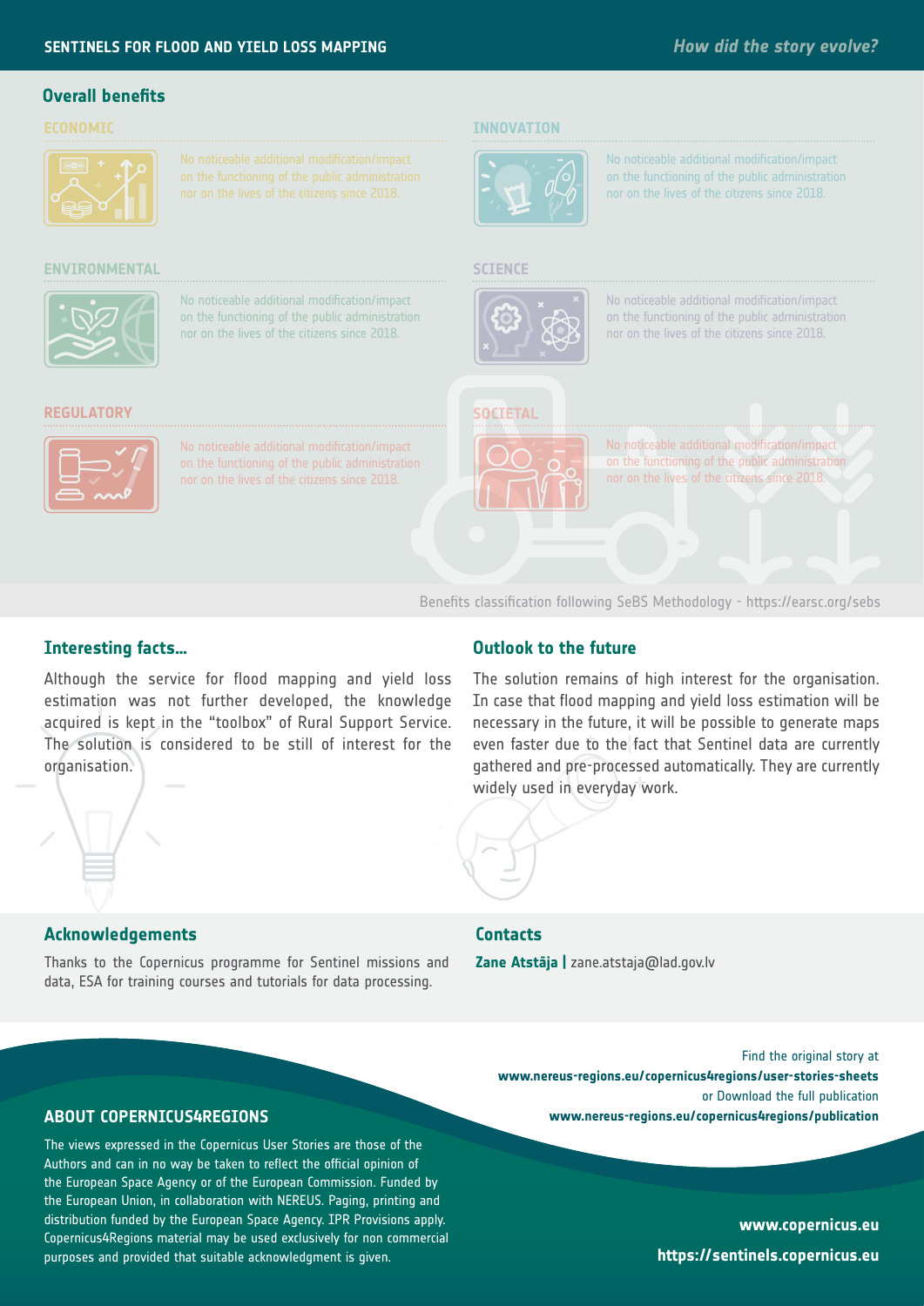## Overall benefits

### ECONOMIC

No noticeable additional modification/impact on the functioning of the public administration nor on the lives of the citizens since 2018.

### INNOVATION

No noticeable additional modification/impact on the functioning of the public administration nor on the lives of the citizens since 2018.

### ENVIRONMENTAL

No noticeable additional modification/impact on the functioning of the public administration nor on the lives of the citizens since 2018.

### SCIENCE

No noticeable additional modification/impact on the functioning of the public administration nor on the lives of the citizens since 2018.

### REGULATORY

No noticeable additional modification/impact on the functioning of the public administration nor on the lives of the citizens since 2018.

### SOCIETAL

No noticeable additional modification/impact on the functioning of the public administration nor on the lives of the citizens since 2018.

Benefits classification following SeBS Methodology - https://earsc.org/sebs

## Interesting facts...

Although the service for flood mapping and yield loss estimation was not further developed, the knowledge acquired is kept in the “toolbox” of Rural Support Service. The solution is considered to be still of interest for the organisation.

## Outlook to the future

The solution remains of high interest for the organisation. In case that flood mapping and yield loss estimation will be necessary in the future, it will be possible to generate maps even faster due to the fact that Sentinel data are currently gathered and pre-processed automatically. They are currently widely used in everyday work.

## Acknowledgements

Thanks to the Copernicus programme for Sentinel missions and data, ESA for training courses and tutorials for data processing.

## Contacts

**Zane Atstāja |** zane.atstaja@lad.gov.lv

## ABOUT COPERNICUS4REGIONS

The views expressed in the Copernicus User Stories are those of the Authors and can in no way be taken to reflect the official opinion of the European Space Agency or of the European Commission. Funded by the European Union, in collaboration with NEREUS. Paging, printing and distribution funded by the European Space Agency. IPR Provisions apply. Copernicus4Regions material may be used exclusively for non commercial purposes and provided that suitable acknowledgment is given.

Find the original story at
**www.nereus-regions.eu/copernicus4regions/user-stories-sheets**
or Download the full publication
**www.nereus-regions.eu/copernicus4regions/publication**

**www.copernicus.eu**

**https://sentinels.copernicus.eu**